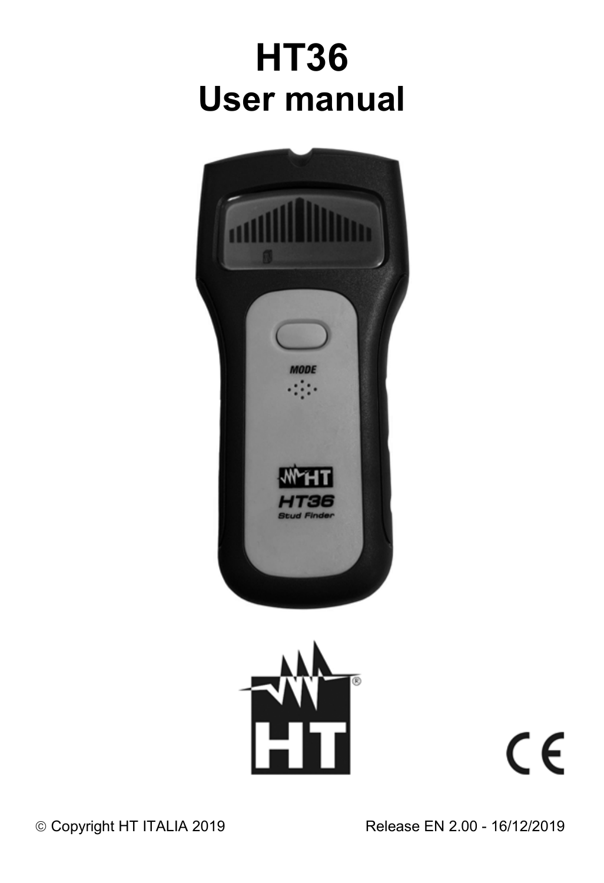# HT36
## User manual

© Copyright HT ITALIA 2019 Release EN 2.00 - 16/12/2019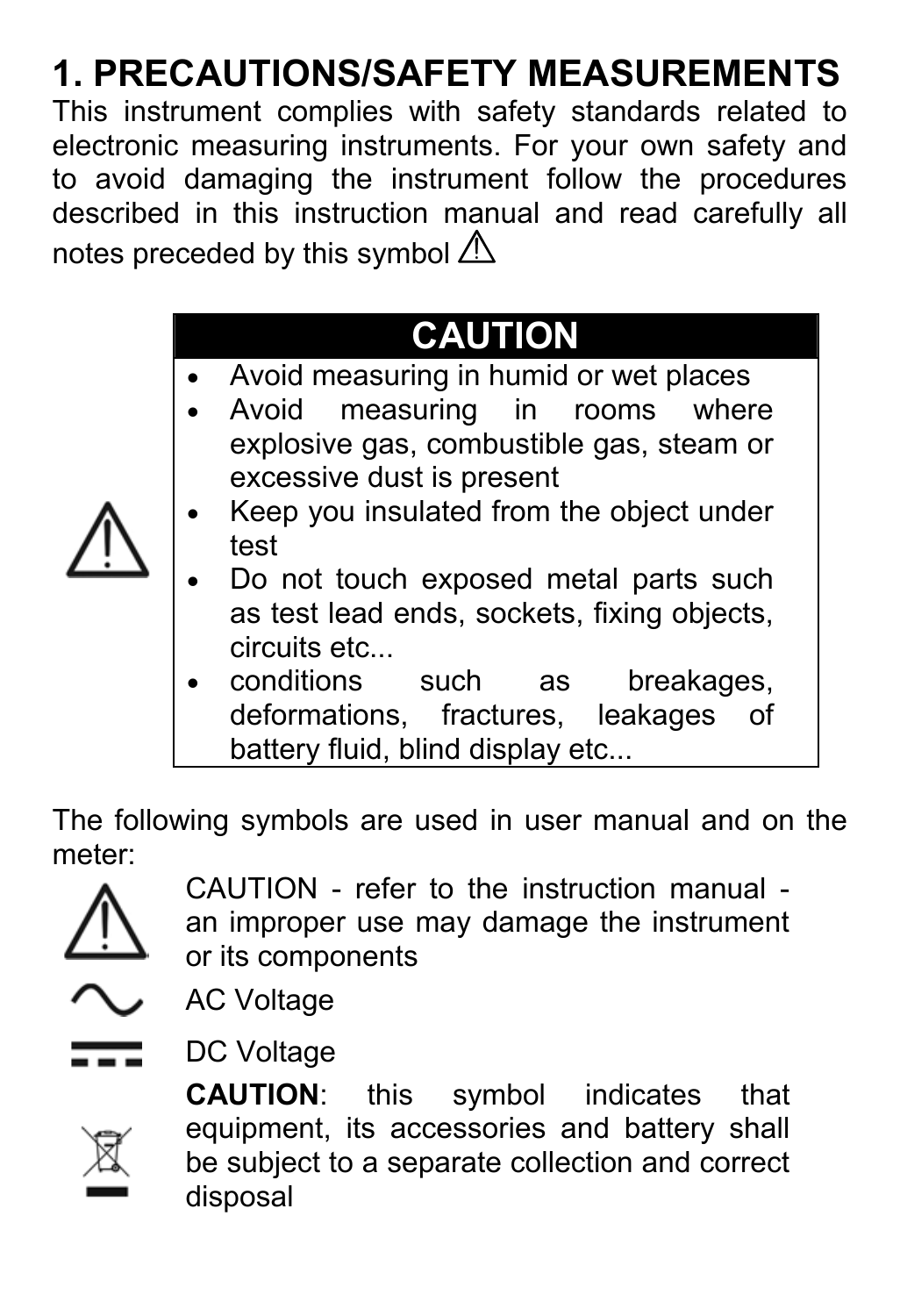# 1. PRECAUTIONS/SAFETY MEASUREMENTS

This instrument complies with safety standards related to electronic measuring instruments. For your own safety and to avoid damaging the instrument follow the procedures described in this instruction manual and read carefully all notes preceded by this symbol ⚠

| | CAUTION |
|---|---|
| ⚠ | • Avoid measuring in humid or wet places<br>• Avoid measuring in rooms where explosive gas, combustible gas, steam or excessive dust is present<br>• Keep you insulated from the object under test<br>• Do not touch exposed metal parts such as test lead ends, sockets, fixing objects, circuits etc...<br>• conditions such as breakages, deformations, fractures, leakages of battery fluid, blind display etc... |

The following symbols are used in user manual and on the meter:

⚠ CAUTION - refer to the instruction manual - an improper use may damage the instrument or its components

∼ AC Voltage

⎓ DC Voltage

**CAUTION**: this symbol indicates that equipment, its accessories and battery shall be subject to a separate collection and correct disposal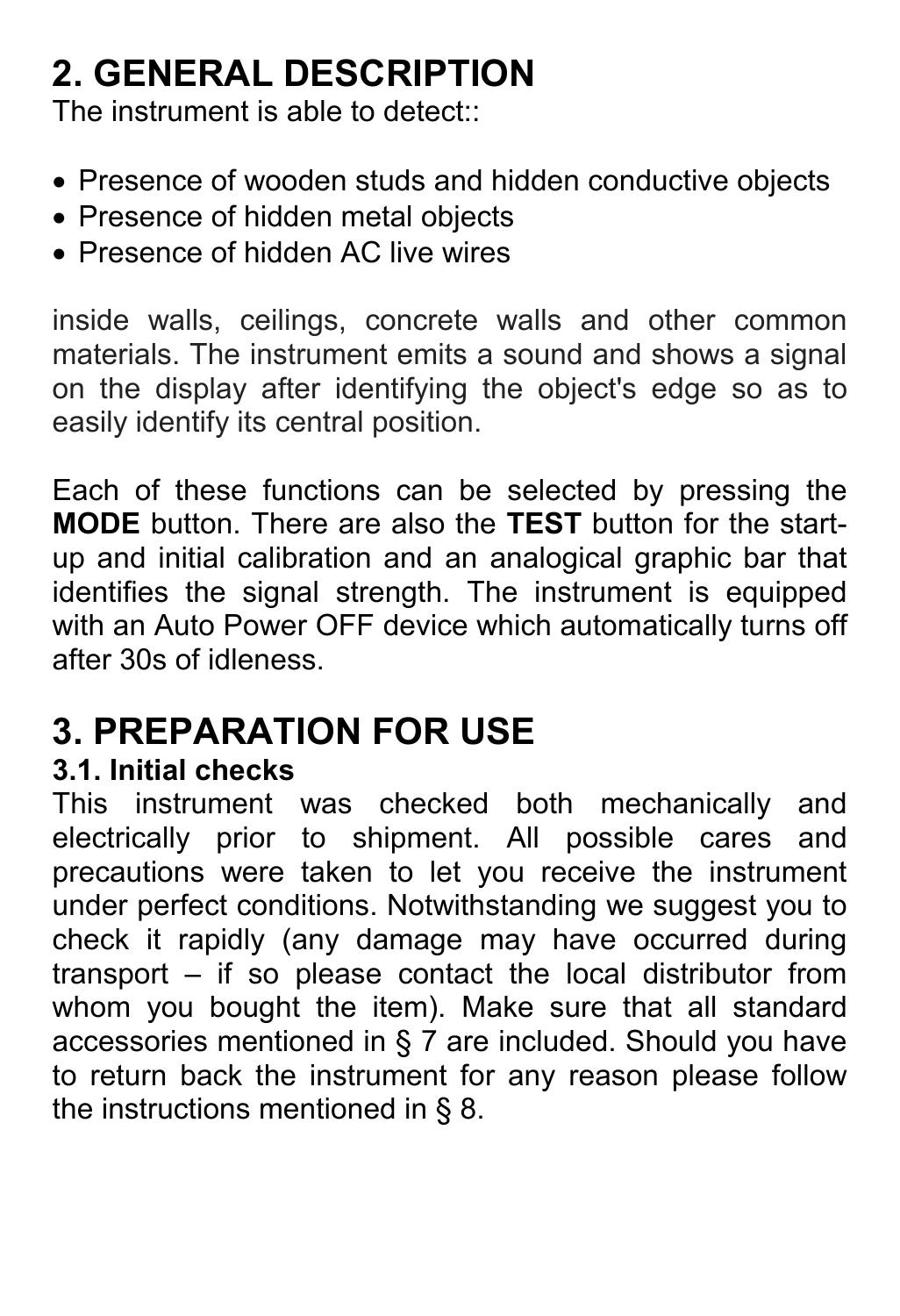## 2. GENERAL DESCRIPTION

The instrument is able to detect::

- Presence of wooden studs and hidden conductive objects
- Presence of hidden metal objects
- Presence of hidden AC live wires

inside walls, ceilings, concrete walls and other common materials. The instrument emits a sound and shows a signal on the display after identifying the object's edge so as to easily identify its central position.

Each of these functions can be selected by pressing the **MODE** button. There are also the **TEST** button for the start-up and initial calibration and an analogical graphic bar that identifies the signal strength. The instrument is equipped with an Auto Power OFF device which automatically turns off after 30s of idleness.

## 3. PREPARATION FOR USE

### 3.1. Initial checks

This instrument was checked both mechanically and electrically prior to shipment. All possible cares and precautions were taken to let you receive the instrument under perfect conditions. Notwithstanding we suggest you to check it rapidly (any damage may have occurred during transport – if so please contact the local distributor from whom you bought the item). Make sure that all standard accessories mentioned in § 7 are included. Should you have to return back the instrument for any reason please follow the instructions mentioned in § 8.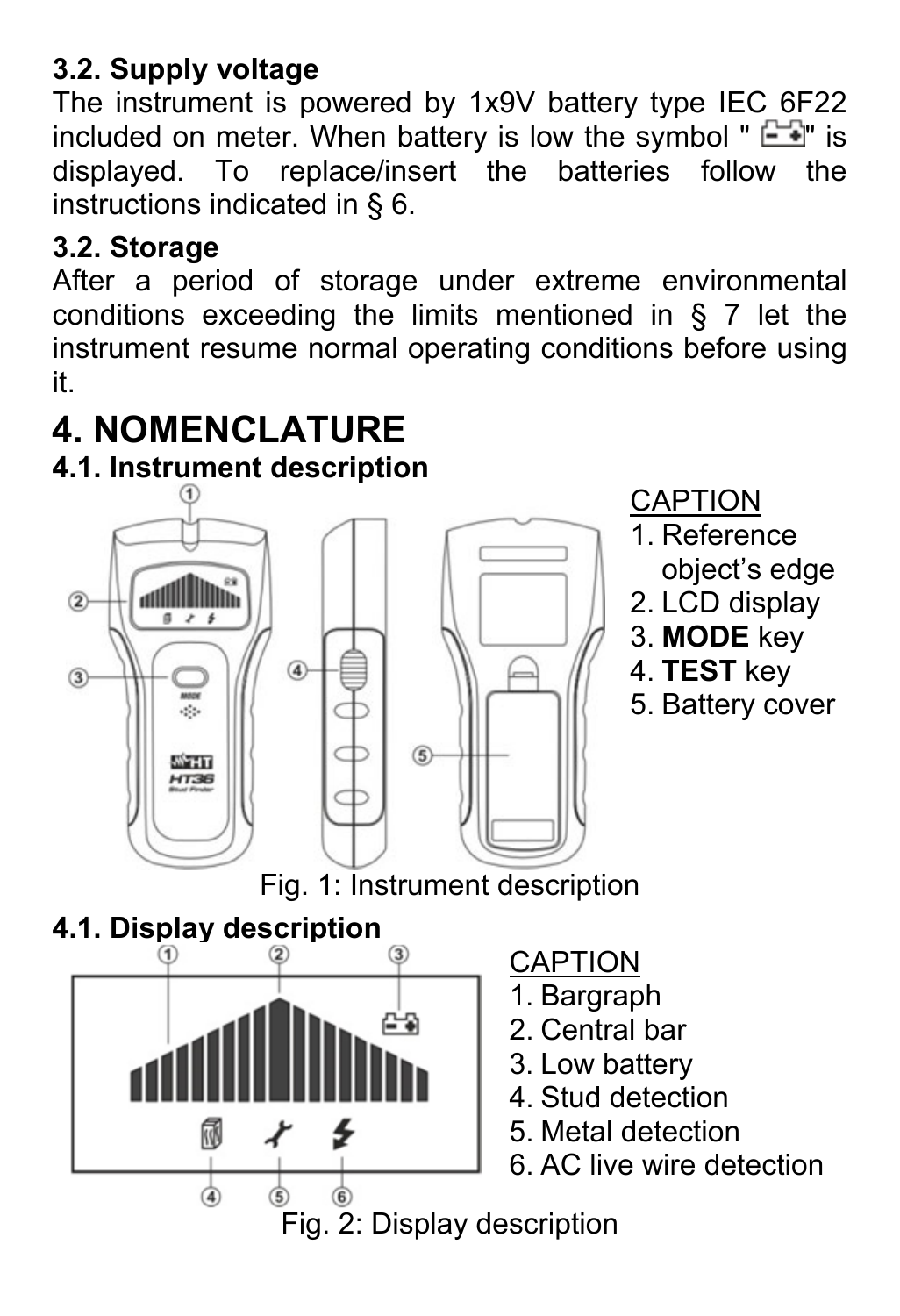### 3.2. Supply voltage

The instrument is powered by 1x9V battery type IEC 6F22 included on meter. When battery is low the symbol "[battery]" is displayed. To replace/insert the batteries follow the instructions indicated in § 6.

### 3.2. Storage

After a period of storage under extreme environmental conditions exceeding the limits mentioned in § 7 let the instrument resume normal operating conditions before using it.

# 4. NOMENCLATURE

### 4.1. Instrument description

CAPTION

1. Reference object's edge
2. LCD display
3. **MODE** key
4. **TEST** key
5. Battery cover

Fig. 1: Instrument description

### 4.1. Display description

CAPTION

1. Bargraph
2. Central bar
3. Low battery
4. Stud detection
5. Metal detection
6. AC live wire detection

Fig. 2: Display description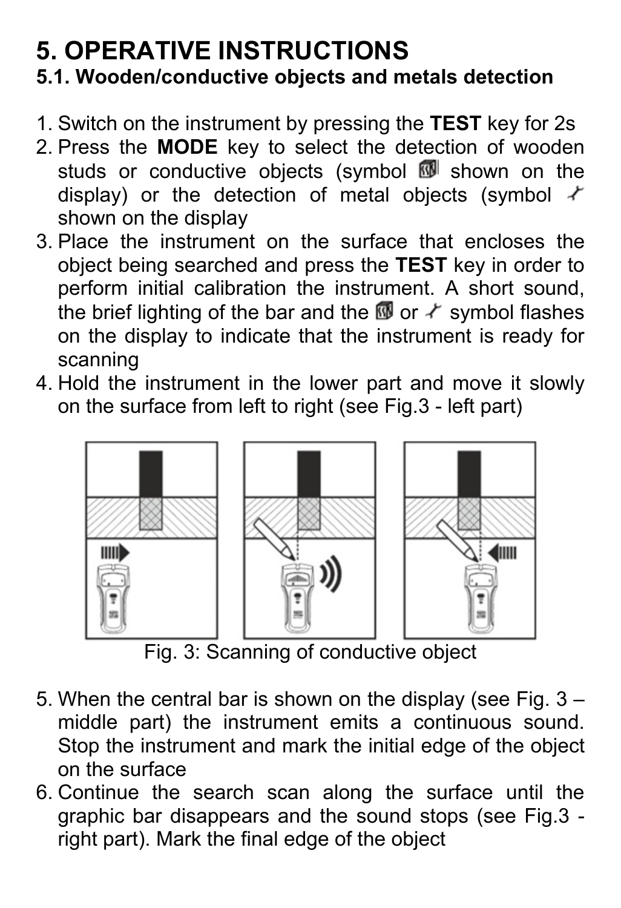# 5. OPERATIVE INSTRUCTIONS

## 5.1. Wooden/conductive objects and metals detection

1. Switch on the instrument by pressing the **TEST** key for 2s
2. Press the **MODE** key to select the detection of wooden studs or conductive objects (symbol shown on the display) or the detection of metal objects (symbol shown on the display
3. Place the instrument on the surface that encloses the object being searched and press the **TEST** key in order to perform initial calibration the instrument. A short sound, the brief lighting of the bar and the or symbol flashes on the display to indicate that the instrument is ready for scanning
4. Hold the instrument in the lower part and move it slowly on the surface from left to right (see Fig.3 - left part)

Fig. 3: Scanning of conductive object

5. When the central bar is shown on the display (see Fig. 3 – middle part) the instrument emits a continuous sound. Stop the instrument and mark the initial edge of the object on the surface
6. Continue the search scan along the surface until the graphic bar disappears and the sound stops (see Fig.3 - right part). Mark the final edge of the object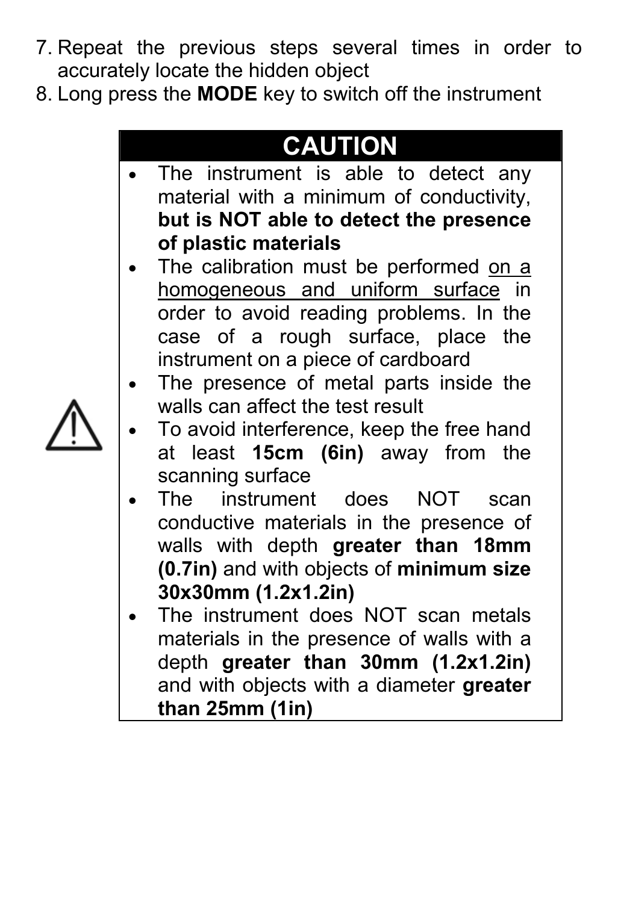7. Repeat the previous steps several times in order to accurately locate the hidden object
8. Long press the **MODE** key to switch off the instrument

## CAUTION

- The instrument is able to detect any material with a minimum of conductivity, **but is NOT able to detect the presence of plastic materials**
- The calibration must be performed <u>on a homogeneous and uniform surface</u> in order to avoid reading problems. In the case of a rough surface, place the instrument on a piece of cardboard
- The presence of metal parts inside the walls can affect the test result
- To avoid interference, keep the free hand at least **15cm (6in)** away from the scanning surface
- The instrument does NOT scan conductive materials in the presence of walls with depth **greater than 18mm (0.7in)** and with objects of **minimum size 30x30mm (1.2x1.2in)**
- The instrument does NOT scan metals materials in the presence of walls with a depth **greater than 30mm (1.2x1.2in)** and with objects with a diameter **greater than 25mm (1in)**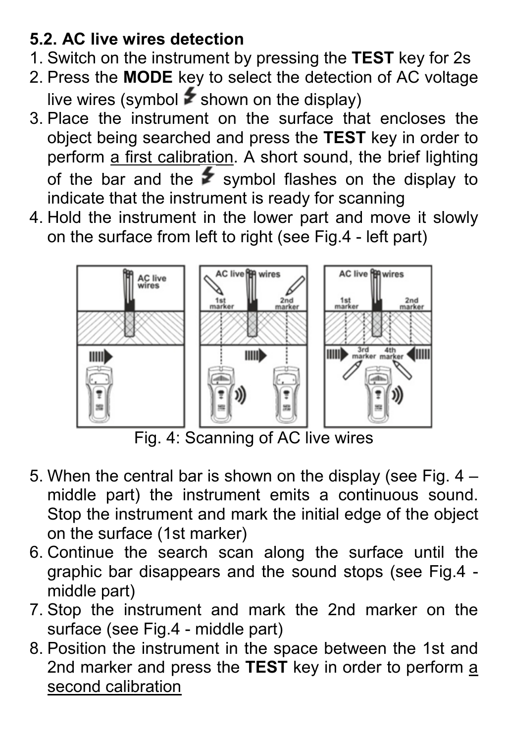## 5.2. AC live wires detection

1. Switch on the instrument by pressing the **TEST** key for 2s
2. Press the **MODE** key to select the detection of AC voltage live wires (symbol ⚡ shown on the display)
3. Place the instrument on the surface that encloses the object being searched and press the **TEST** key in order to perform <u>a first calibration</u>. A short sound, the brief lighting of the bar and the ⚡ symbol flashes on the display to indicate that the instrument is ready for scanning
4. Hold the instrument in the lower part and move it slowly on the surface from left to right (see Fig.4 - left part)

Fig. 4: Scanning of AC live wires

5. When the central bar is shown on the display (see Fig. 4 – middle part) the instrument emits a continuous sound. Stop the instrument and mark the initial edge of the object on the surface (1st marker)
6. Continue the search scan along the surface until the graphic bar disappears and the sound stops (see Fig.4 - middle part)
7. Stop the instrument and mark the 2nd marker on the surface (see Fig.4 - middle part)
8. Position the instrument in the space between the 1st and 2nd marker and press the **TEST** key in order to perform <u>a second calibration</u>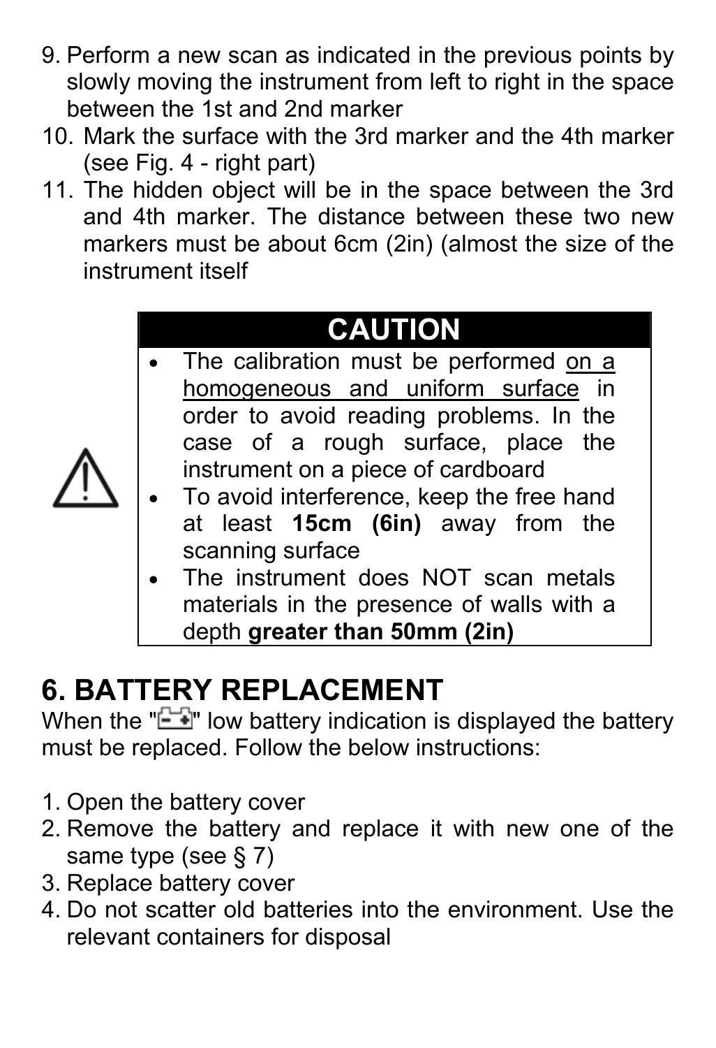9. Perform a new scan as indicated in the previous points by slowly moving the instrument from left to right in the space between the 1st and 2nd marker
10. Mark the surface with the 3rd marker and the 4th marker (see Fig. 4 - right part)
11. The hidden object will be in the space between the 3rd and 4th marker. The distance between these two new markers must be about 6cm (2in) (almost the size of the instrument itself

| CAUTION |
|---|
| • The calibration must be performed on a homogeneous and uniform surface in order to avoid reading problems. In the case of a rough surface, place the instrument on a piece of cardboard<br>• To avoid interference, keep the free hand at least **15cm (6in)** away from the scanning surface<br>• The instrument does NOT scan metals materials in the presence of walls with a depth **greater than 50mm (2in)** |

## 6. BATTERY REPLACEMENT

When the "[battery symbol]" low battery indication is displayed the battery must be replaced. Follow the below instructions:

1. Open the battery cover
2. Remove the battery and replace it with new one of the same type (see § 7)
3. Replace battery cover
4. Do not scatter old batteries into the environment. Use the relevant containers for disposal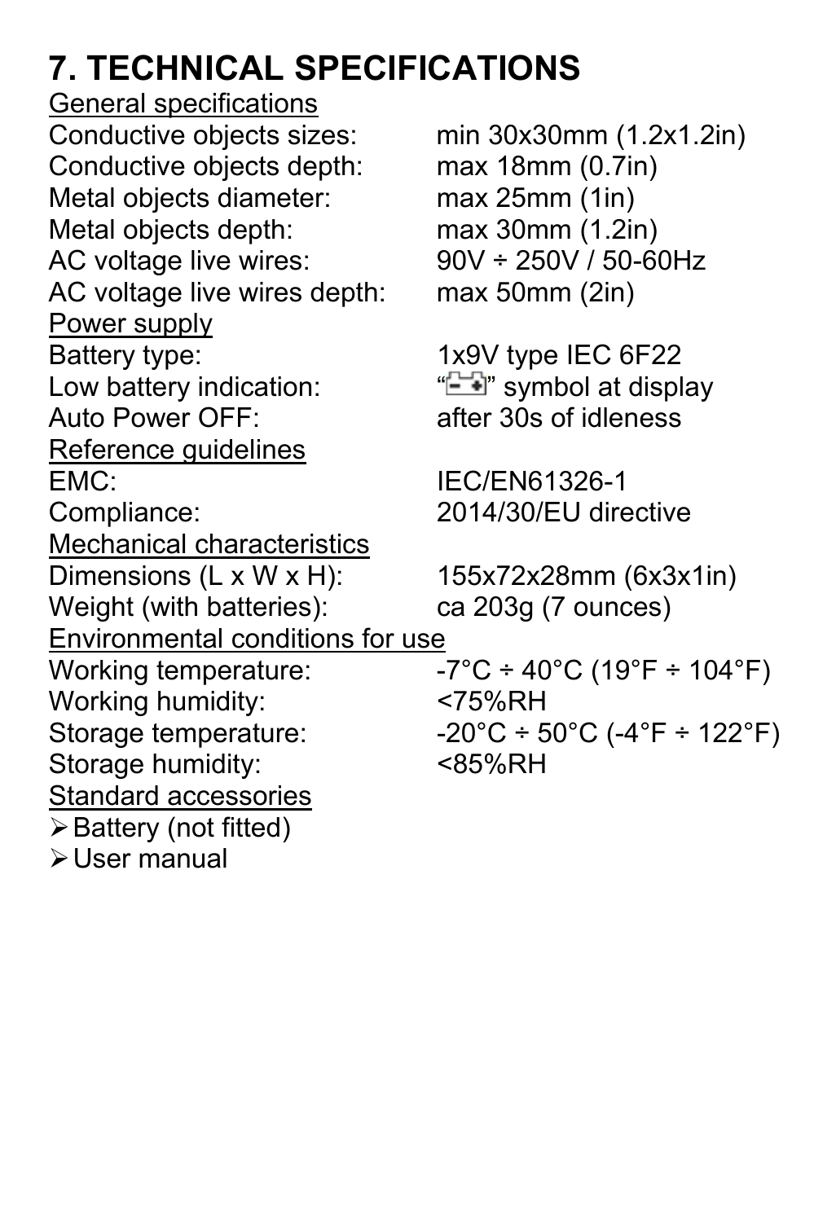# 7. TECHNICAL SPECIFICATIONS

General specifications

| | |
|---|---|
| Conductive objects sizes: | min 30x30mm (1.2x1.2in) |
| Conductive objects depth: | max 18mm (0.7in) |
| Metal objects diameter: | max 25mm (1in) |
| Metal objects depth: | max 30mm (1.2in) |
| AC voltage live wires: | 90V ÷ 250V / 50-60Hz |
| AC voltage live wires depth: | max 50mm (2in) |

Power supply

| | |
|---|---|
| Battery type: | 1x9V type IEC 6F22 |
| Low battery indication: | "[battery symbol]" symbol at display |
| Auto Power OFF: | after 30s of idleness |

Reference guidelines

| | |
|---|---|
| EMC: | IEC/EN61326-1 |
| Compliance: | 2014/30/EU directive |

Mechanical characteristics

| | |
|---|---|
| Dimensions (L x W x H): | 155x72x28mm (6x3x1in) |
| Weight (with batteries): | ca 203g (7 ounces) |

Environmental conditions for use

| | |
|---|---|
| Working temperature: | -7°C ÷ 40°C (19°F ÷ 104°F) |
| Working humidity: | <75%RH |
| Storage temperature: | -20°C ÷ 50°C (-4°F ÷ 122°F) |
| Storage humidity: | <85%RH |

Standard accessories

- Battery (not fitted)
- User manual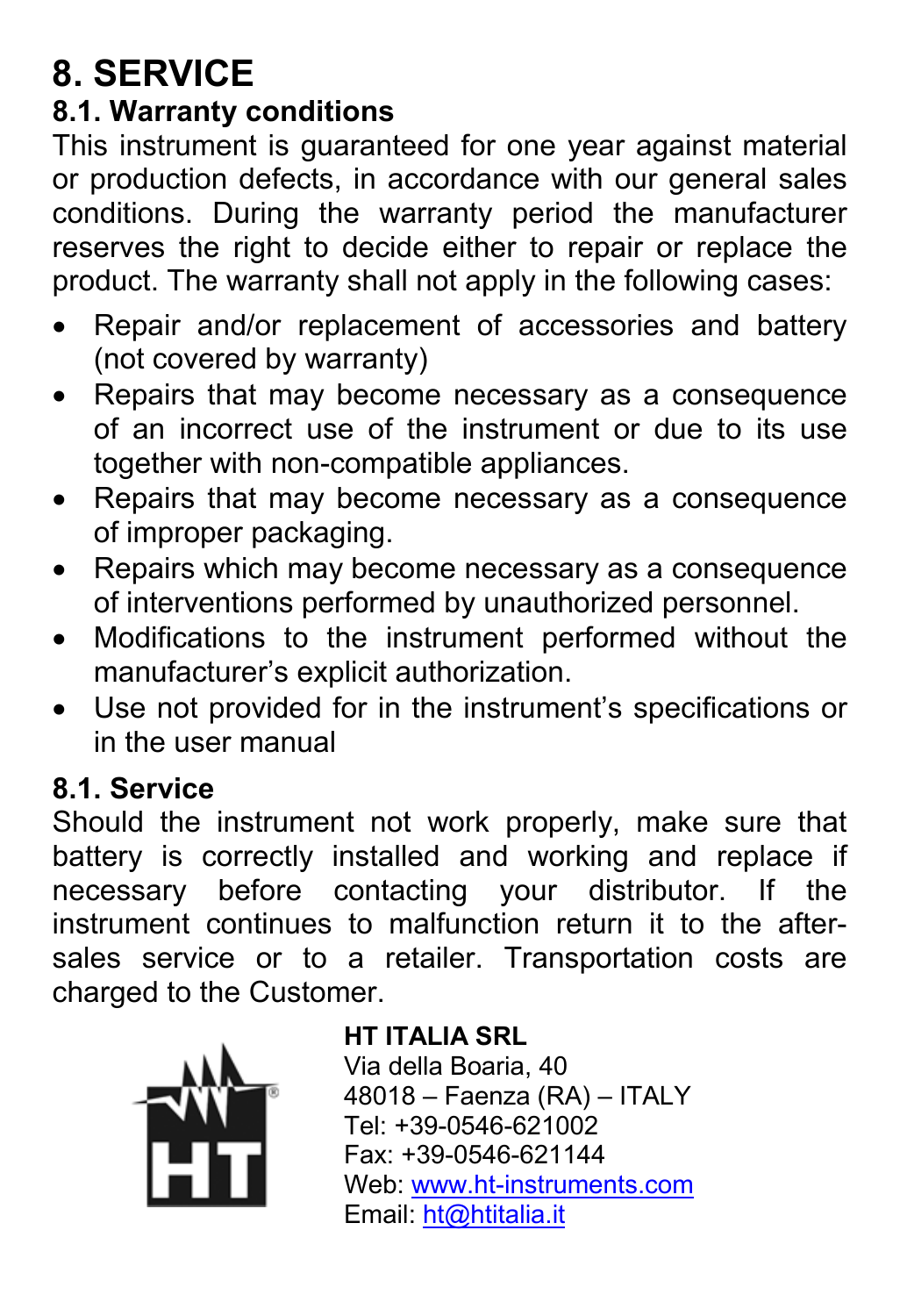# 8. SERVICE

## 8.1. Warranty conditions

This instrument is guaranteed for one year against material or production defects, in accordance with our general sales conditions. During the warranty period the manufacturer reserves the right to decide either to repair or replace the product. The warranty shall not apply in the following cases:

- Repair and/or replacement of accessories and battery (not covered by warranty)
- Repairs that may become necessary as a consequence of an incorrect use of the instrument or due to its use together with non-compatible appliances.
- Repairs that may become necessary as a consequence of improper packaging.
- Repairs which may become necessary as a consequence of interventions performed by unauthorized personnel.
- Modifications to the instrument performed without the manufacturer's explicit authorization.
- Use not provided for in the instrument's specifications or in the user manual

## 8.1. Service

Should the instrument not work properly, make sure that battery is correctly installed and working and replace if necessary before contacting your distributor. If the instrument continues to malfunction return it to the after-sales service or to a retailer. Transportation costs are charged to the Customer.

**HT ITALIA SRL**
Via della Boaria, 40
48018 – Faenza (RA) – ITALY
Tel: +39-0546-621002
Fax: +39-0546-621144
Web: www.ht-instruments.com
Email: ht@htitalia.it